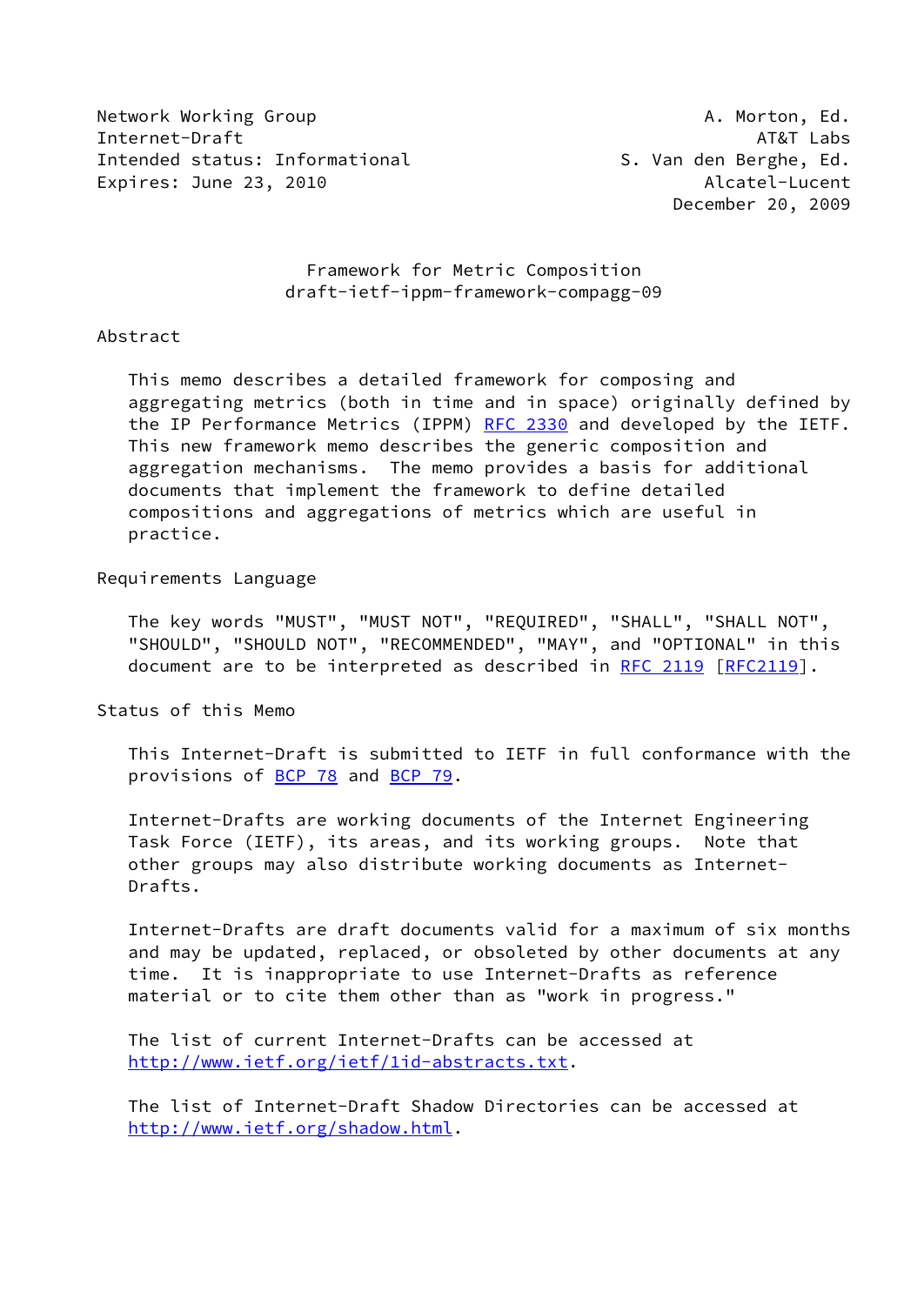Network Working Group A. Morton, Ed.
Internet-Draft AT&T Labs
Intended status: Informational S. Van den Berghe, Ed.
Expires: June 23, 2010 Alcatel-Lucent
December 20, 2009

# Framework for Metric Composition
## draft-ietf-ippm-framework-compagg-09

## Abstract

This memo describes a detailed framework for composing and aggregating metrics (both in time and in space) originally defined by the IP Performance Metrics (IPPM) RFC 2330 and developed by the IETF. This new framework memo describes the generic composition and aggregation mechanisms. The memo provides a basis for additional documents that implement the framework to define detailed compositions and aggregations of metrics which are useful in practice.

## Requirements Language

The key words "MUST", "MUST NOT", "REQUIRED", "SHALL", "SHALL NOT", "SHOULD", "SHOULD NOT", "RECOMMENDED", "MAY", and "OPTIONAL" in this document are to be interpreted as described in RFC 2119 [RFC2119].

## Status of this Memo

This Internet-Draft is submitted to IETF in full conformance with the provisions of BCP 78 and BCP 79.

Internet-Drafts are working documents of the Internet Engineering Task Force (IETF), its areas, and its working groups. Note that other groups may also distribute working documents as Internet-Drafts.

Internet-Drafts are draft documents valid for a maximum of six months and may be updated, replaced, or obsoleted by other documents at any time. It is inappropriate to use Internet-Drafts as reference material or to cite them other than as "work in progress."

The list of current Internet-Drafts can be accessed at http://www.ietf.org/ietf/1id-abstracts.txt.

The list of Internet-Draft Shadow Directories can be accessed at http://www.ietf.org/shadow.html.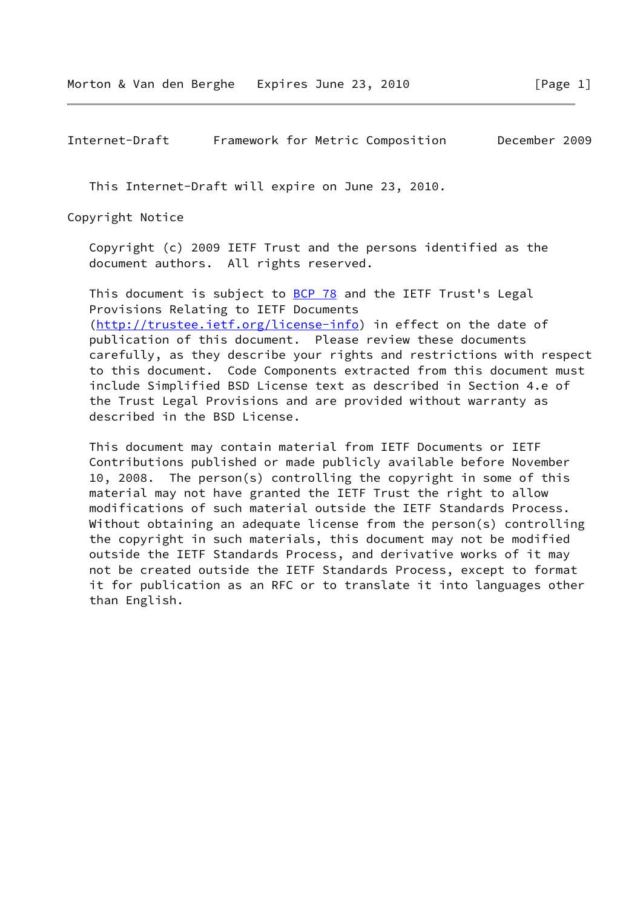This Internet-Draft will expire on June 23, 2010.

## Copyright Notice

Copyright (c) 2009 IETF Trust and the persons identified as the document authors. All rights reserved.

This document is subject to BCP 78 and the IETF Trust's Legal Provisions Relating to IETF Documents (http://trustee.ietf.org/license-info) in effect on the date of publication of this document. Please review these documents carefully, as they describe your rights and restrictions with respect to this document. Code Components extracted from this document must include Simplified BSD License text as described in Section 4.e of the Trust Legal Provisions and are provided without warranty as described in the BSD License.

This document may contain material from IETF Documents or IETF Contributions published or made publicly available before November 10, 2008. The person(s) controlling the copyright in some of this material may not have granted the IETF Trust the right to allow modifications of such material outside the IETF Standards Process. Without obtaining an adequate license from the person(s) controlling the copyright in such materials, this document may not be modified outside the IETF Standards Process, and derivative works of it may not be created outside the IETF Standards Process, except to format it for publication as an RFC or to translate it into languages other than English.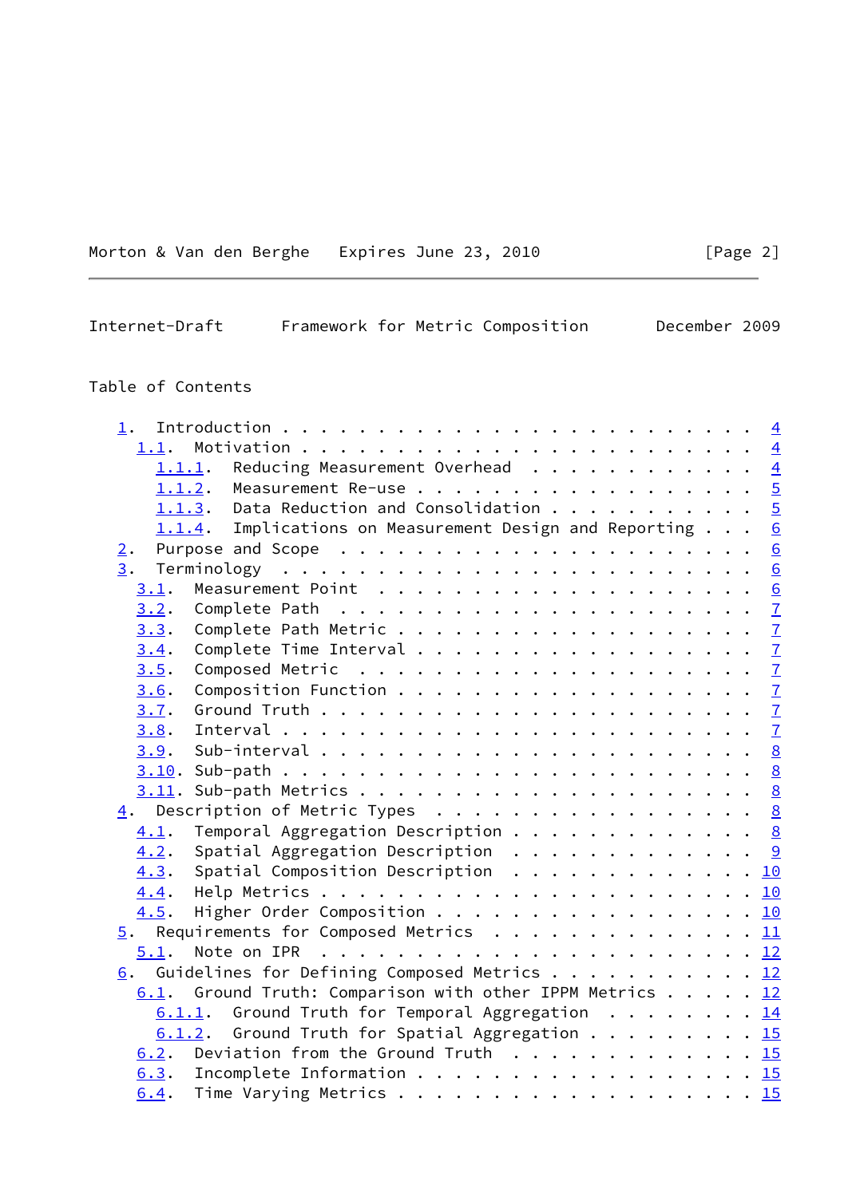Table of Contents

```
   1.  Introduction . . . . . . . . . . . . . . . . . . . . . . . .  4
     1.1.  Motivation . . . . . . . . . . . . . . . . . . . . . . .  4
       1.1.1.  Reducing Measurement Overhead  . . . . . . . . . . .  4
       1.1.2.  Measurement Re-use . . . . . . . . . . . . . . . . .  5
       1.1.3.  Data Reduction and Consolidation . . . . . . . . . .  5
       1.1.4.  Implications on Measurement Design and Reporting . .  6
   2.  Purpose and Scope  . . . . . . . . . . . . . . . . . . . . .  6
   3.  Terminology  . . . . . . . . . . . . . . . . . . . . . . . .  6
     3.1.  Measurement Point  . . . . . . . . . . . . . . . . . . .  6
     3.2.  Complete Path  . . . . . . . . . . . . . . . . . . . . .  7
     3.3.  Complete Path Metric . . . . . . . . . . . . . . . . . .  7
     3.4.  Complete Time Interval . . . . . . . . . . . . . . . . .  7
     3.5.  Composed Metric  . . . . . . . . . . . . . . . . . . . .  7
     3.6.  Composition Function . . . . . . . . . . . . . . . . . .  7
     3.7.  Ground Truth . . . . . . . . . . . . . . . . . . . . . .  7
     3.8.  Interval . . . . . . . . . . . . . . . . . . . . . . . .  7
     3.9.  Sub-interval . . . . . . . . . . . . . . . . . . . . . .  8
     3.10. Sub-path . . . . . . . . . . . . . . . . . . . . . . . .  8
     3.11. Sub-path Metrics . . . . . . . . . . . . . . . . . . . .  8
   4.  Description of Metric Types  . . . . . . . . . . . . . . . .  8
     4.1.  Temporal Aggregation Description . . . . . . . . . . . .  8
     4.2.  Spatial Aggregation Description  . . . . . . . . . . . .  9
     4.3.  Spatial Composition Description  . . . . . . . . . . . . 10
     4.4.  Help Metrics . . . . . . . . . . . . . . . . . . . . . . 10
     4.5.  Higher Order Composition . . . . . . . . . . . . . . . . 10
   5.  Requirements for Composed Metrics  . . . . . . . . . . . . . 11
     5.1.  Note on IPR  . . . . . . . . . . . . . . . . . . . . . . 12
   6.  Guidelines for Defining Composed Metrics . . . . . . . . . . 12
     6.1.  Ground Truth: Comparison with other IPPM Metrics . . . . 12
       6.1.1.  Ground Truth for Temporal Aggregation  . . . . . . . 14
       6.1.2.  Ground Truth for Spatial Aggregation . . . . . . . . 15
     6.2.  Deviation from the Ground Truth  . . . . . . . . . . . . 15
     6.3.  Incomplete Information . . . . . . . . . . . . . . . . . 15
     6.4.  Time Varying Metrics . . . . . . . . . . . . . . . . . . 15
```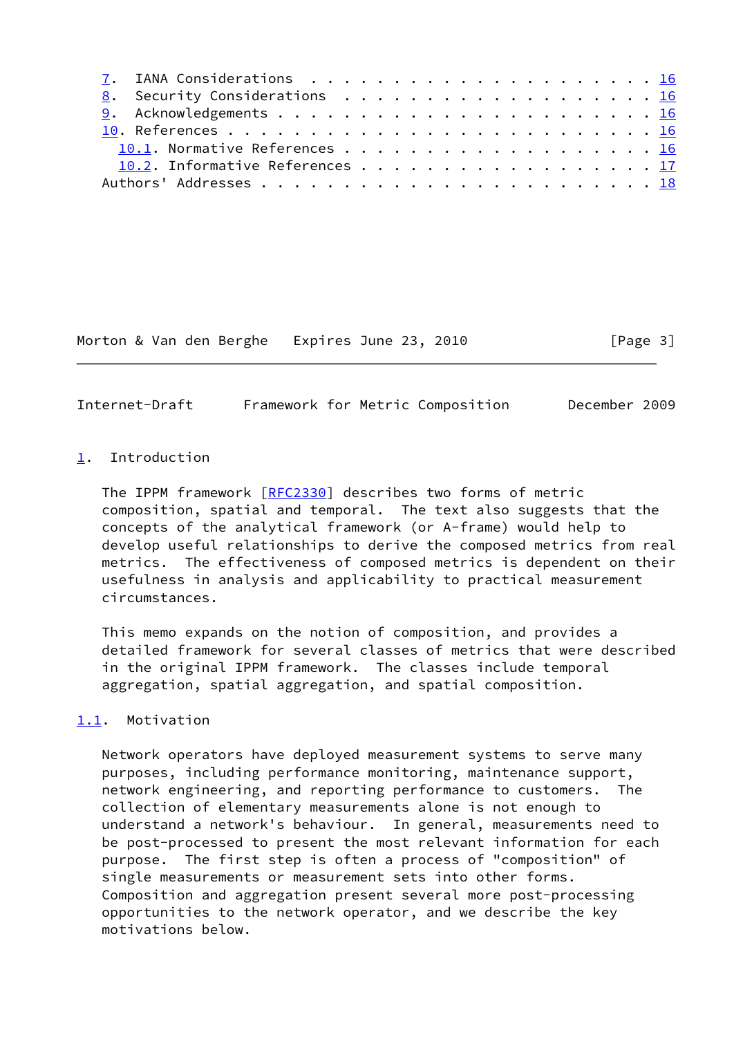7. IANA Considerations . . . . . . . . . . . . . . . . . . . . . 16
8. Security Considerations . . . . . . . . . . . . . . . . . . . 16
9. Acknowledgements . . . . . . . . . . . . . . . . . . . . . . . 16
10. References . . . . . . . . . . . . . . . . . . . . . . . . . . 16
10.1. Normative References . . . . . . . . . . . . . . . . . . . 16
10.2. Informative References . . . . . . . . . . . . . . . . . . 17
Authors' Addresses . . . . . . . . . . . . . . . . . . . . . . . . 18

## 1. Introduction

The IPPM framework [RFC2330] describes two forms of metric composition, spatial and temporal. The text also suggests that the concepts of the analytical framework (or A-frame) would help to develop useful relationships to derive the composed metrics from real metrics. The effectiveness of composed metrics is dependent on their usefulness in analysis and applicability to practical measurement circumstances.

This memo expands on the notion of composition, and provides a detailed framework for several classes of metrics that were described in the original IPPM framework. The classes include temporal aggregation, spatial aggregation, and spatial composition.

### 1.1. Motivation

Network operators have deployed measurement systems to serve many purposes, including performance monitoring, maintenance support, network engineering, and reporting performance to customers. The collection of elementary measurements alone is not enough to understand a network's behaviour. In general, measurements need to be post-processed to present the most relevant information for each purpose. The first step is often a process of "composition" of single measurements or measurement sets into other forms. Composition and aggregation present several more post-processing opportunities to the network operator, and we describe the key motivations below.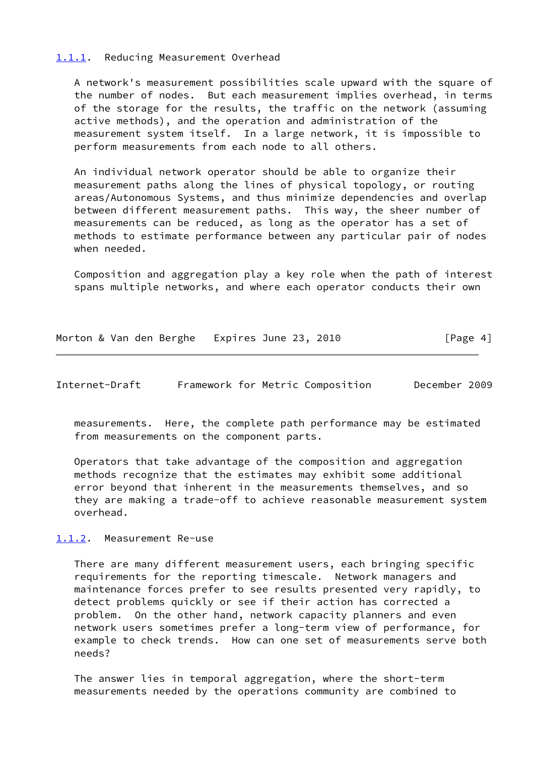### 1.1.1. Reducing Measurement Overhead

A network's measurement possibilities scale upward with the square of the number of nodes. But each measurement implies overhead, in terms of the storage for the results, the traffic on the network (assuming active methods), and the operation and administration of the measurement system itself. In a large network, it is impossible to perform measurements from each node to all others.

An individual network operator should be able to organize their measurement paths along the lines of physical topology, or routing areas/Autonomous Systems, and thus minimize dependencies and overlap between different measurement paths. This way, the sheer number of measurements can be reduced, as long as the operator has a set of methods to estimate performance between any particular pair of nodes when needed.

Composition and aggregation play a key role when the path of interest spans multiple networks, and where each operator conducts their own measurements. Here, the complete path performance may be estimated from measurements on the component parts.

Operators that take advantage of the composition and aggregation methods recognize that the estimates may exhibit some additional error beyond that inherent in the measurements themselves, and so they are making a trade-off to achieve reasonable measurement system overhead.

### 1.1.2. Measurement Re-use

There are many different measurement users, each bringing specific requirements for the reporting timescale. Network managers and maintenance forces prefer to see results presented very rapidly, to detect problems quickly or see if their action has corrected a problem. On the other hand, network capacity planners and even network users sometimes prefer a long-term view of performance, for example to check trends. How can one set of measurements serve both needs?

The answer lies in temporal aggregation, where the short-term measurements needed by the operations community are combined to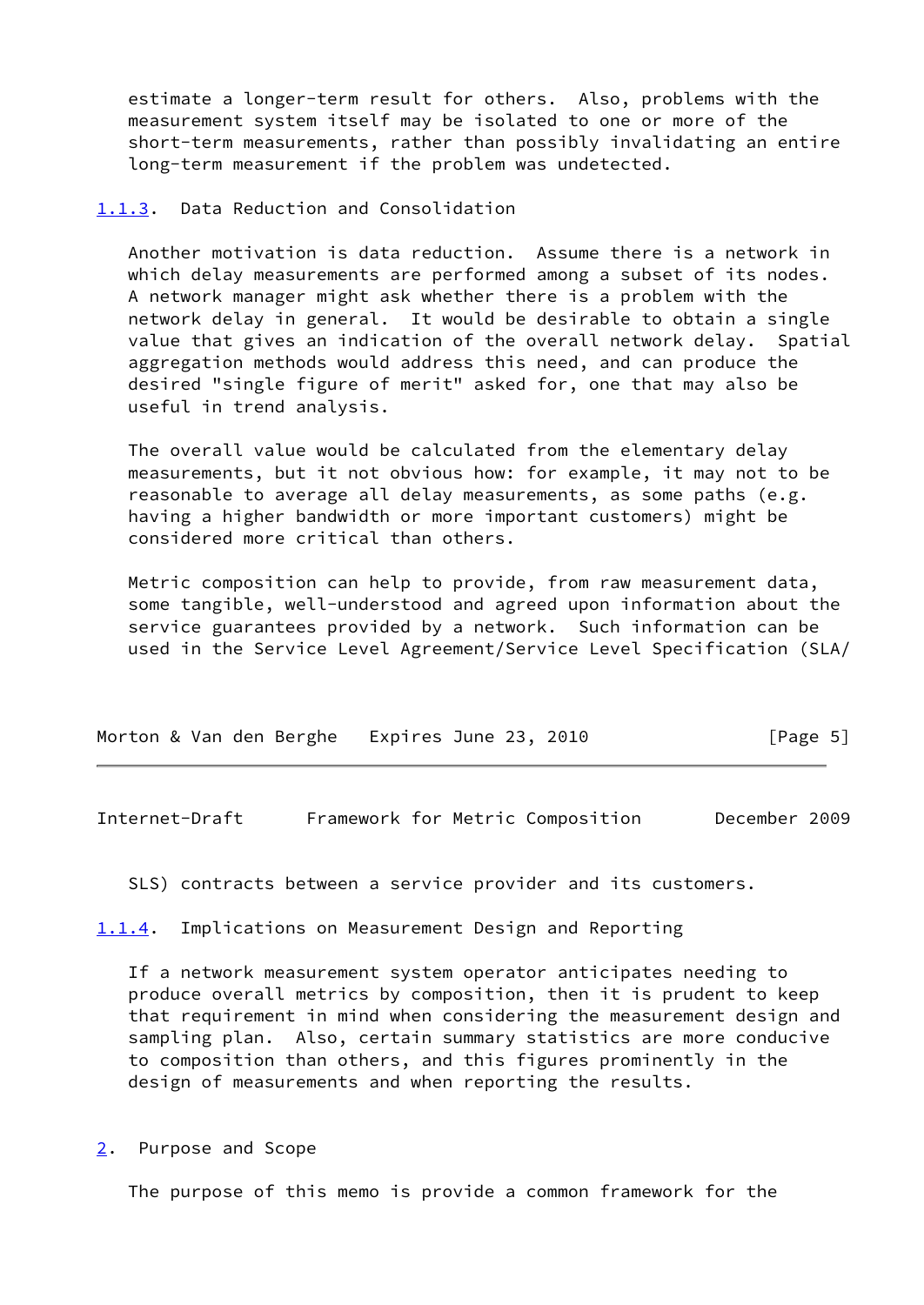estimate a longer-term result for others. Also, problems with the measurement system itself may be isolated to one or more of the short-term measurements, rather than possibly invalidating an entire long-term measurement if the problem was undetected.

#### 1.1.3. Data Reduction and Consolidation

Another motivation is data reduction. Assume there is a network in which delay measurements are performed among a subset of its nodes. A network manager might ask whether there is a problem with the network delay in general. It would be desirable to obtain a single value that gives an indication of the overall network delay. Spatial aggregation methods would address this need, and can produce the desired "single figure of merit" asked for, one that may also be useful in trend analysis.

The overall value would be calculated from the elementary delay measurements, but it not obvious how: for example, it may not to be reasonable to average all delay measurements, as some paths (e.g. having a higher bandwidth or more important customers) might be considered more critical than others.

Metric composition can help to provide, from raw measurement data, some tangible, well-understood and agreed upon information about the service guarantees provided by a network. Such information can be used in the Service Level Agreement/Service Level Specification (SLA/SLS) contracts between a service provider and its customers.

#### 1.1.4. Implications on Measurement Design and Reporting

If a network measurement system operator anticipates needing to produce overall metrics by composition, then it is prudent to keep that requirement in mind when considering the measurement design and sampling plan. Also, certain summary statistics are more conducive to composition than others, and this figures prominently in the design of measurements and when reporting the results.

## 2. Purpose and Scope

The purpose of this memo is provide a common framework for the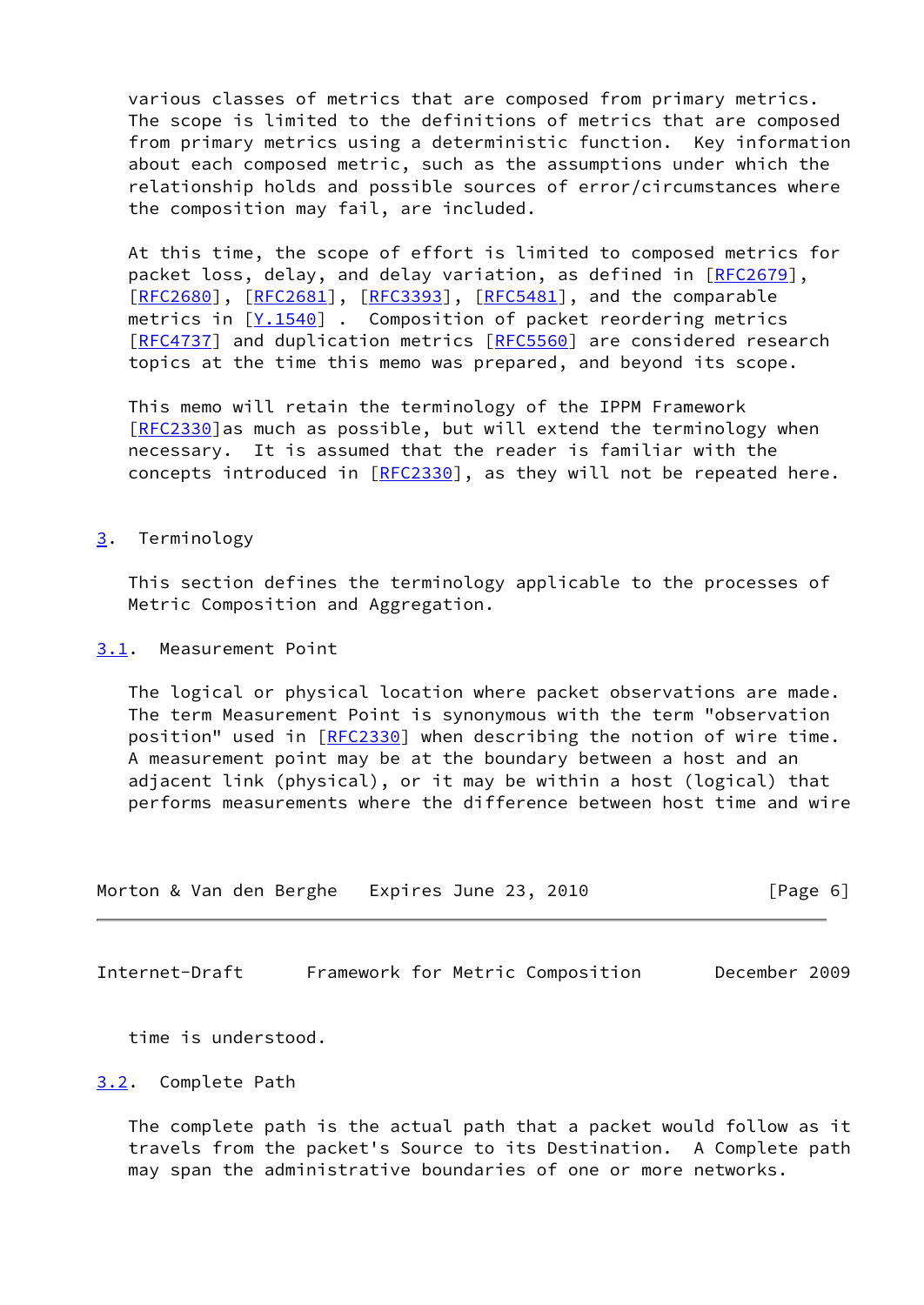various classes of metrics that are composed from primary metrics. The scope is limited to the definitions of metrics that are composed from primary metrics using a deterministic function. Key information about each composed metric, such as the assumptions under which the relationship holds and possible sources of error/circumstances where the composition may fail, are included.

At this time, the scope of effort is limited to composed metrics for packet loss, delay, and delay variation, as defined in [RFC2679], [RFC2680], [RFC2681], [RFC3393], [RFC5481], and the comparable metrics in [Y.1540] . Composition of packet reordering metrics [RFC4737] and duplication metrics [RFC5560] are considered research topics at the time this memo was prepared, and beyond its scope.

This memo will retain the terminology of the IPPM Framework [RFC2330]as much as possible, but will extend the terminology when necessary. It is assumed that the reader is familiar with the concepts introduced in [RFC2330], as they will not be repeated here.

## 3. Terminology

This section defines the terminology applicable to the processes of Metric Composition and Aggregation.

### 3.1. Measurement Point

The logical or physical location where packet observations are made. The term Measurement Point is synonymous with the term "observation position" used in [RFC2330] when describing the notion of wire time. A measurement point may be at the boundary between a host and an adjacent link (physical), or it may be within a host (logical) that performs measurements where the difference between host time and wire time is understood.

### 3.2. Complete Path

The complete path is the actual path that a packet would follow as it travels from the packet's Source to its Destination. A Complete path may span the administrative boundaries of one or more networks.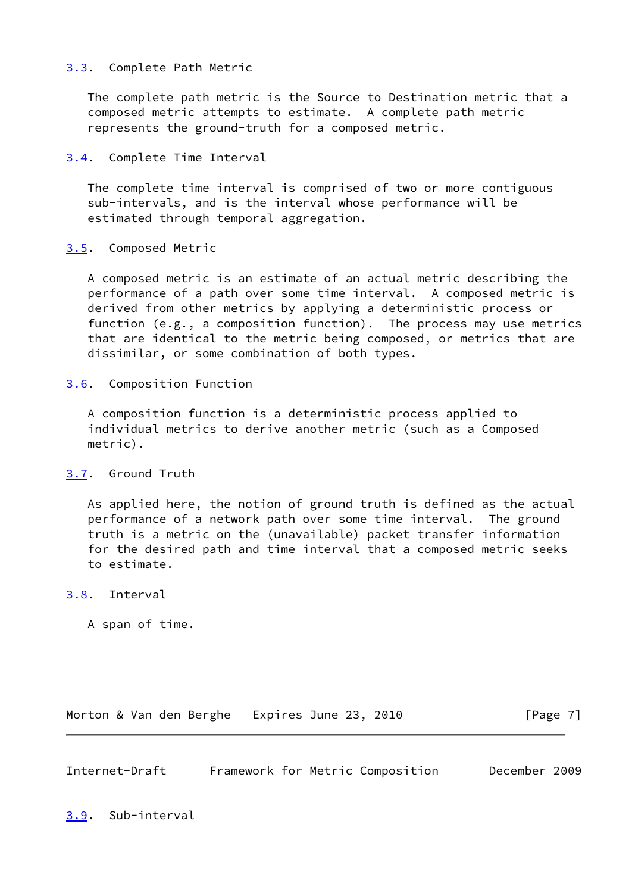### 3.3. Complete Path Metric

The complete path metric is the Source to Destination metric that a composed metric attempts to estimate. A complete path metric represents the ground-truth for a composed metric.

### 3.4. Complete Time Interval

The complete time interval is comprised of two or more contiguous sub-intervals, and is the interval whose performance will be estimated through temporal aggregation.

### 3.5. Composed Metric

A composed metric is an estimate of an actual metric describing the performance of a path over some time interval. A composed metric is derived from other metrics by applying a deterministic process or function (e.g., a composition function). The process may use metrics that are identical to the metric being composed, or metrics that are dissimilar, or some combination of both types.

### 3.6. Composition Function

A composition function is a deterministic process applied to individual metrics to derive another metric (such as a Composed metric).

### 3.7. Ground Truth

As applied here, the notion of ground truth is defined as the actual performance of a network path over some time interval. The ground truth is a metric on the (unavailable) packet transfer information for the desired path and time interval that a composed metric seeks to estimate.

### 3.8. Interval

A span of time.

### 3.9. Sub-interval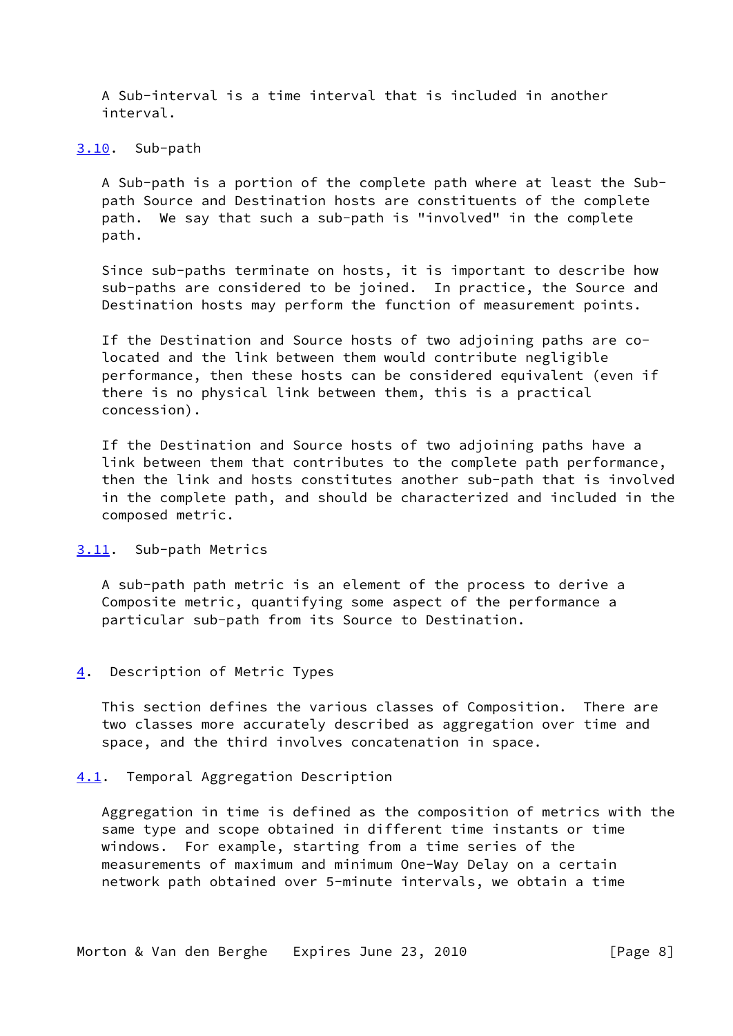A Sub-interval is a time interval that is included in another interval.

### 3.10. Sub-path

A Sub-path is a portion of the complete path where at least the Sub-path Source and Destination hosts are constituents of the complete path. We say that such a sub-path is "involved" in the complete path.

Since sub-paths terminate on hosts, it is important to describe how sub-paths are considered to be joined. In practice, the Source and Destination hosts may perform the function of measurement points.

If the Destination and Source hosts of two adjoining paths are co-located and the link between them would contribute negligible performance, then these hosts can be considered equivalent (even if there is no physical link between them, this is a practical concession).

If the Destination and Source hosts of two adjoining paths have a link between them that contributes to the complete path performance, then the link and hosts constitutes another sub-path that is involved in the complete path, and should be characterized and included in the composed metric.

### 3.11. Sub-path Metrics

A sub-path path metric is an element of the process to derive a Composite metric, quantifying some aspect of the performance a particular sub-path from its Source to Destination.

## 4. Description of Metric Types

This section defines the various classes of Composition. There are two classes more accurately described as aggregation over time and space, and the third involves concatenation in space.

### 4.1. Temporal Aggregation Description

Aggregation in time is defined as the composition of metrics with the same type and scope obtained in different time instants or time windows. For example, starting from a time series of the measurements of maximum and minimum One-Way Delay on a certain network path obtained over 5-minute intervals, we obtain a time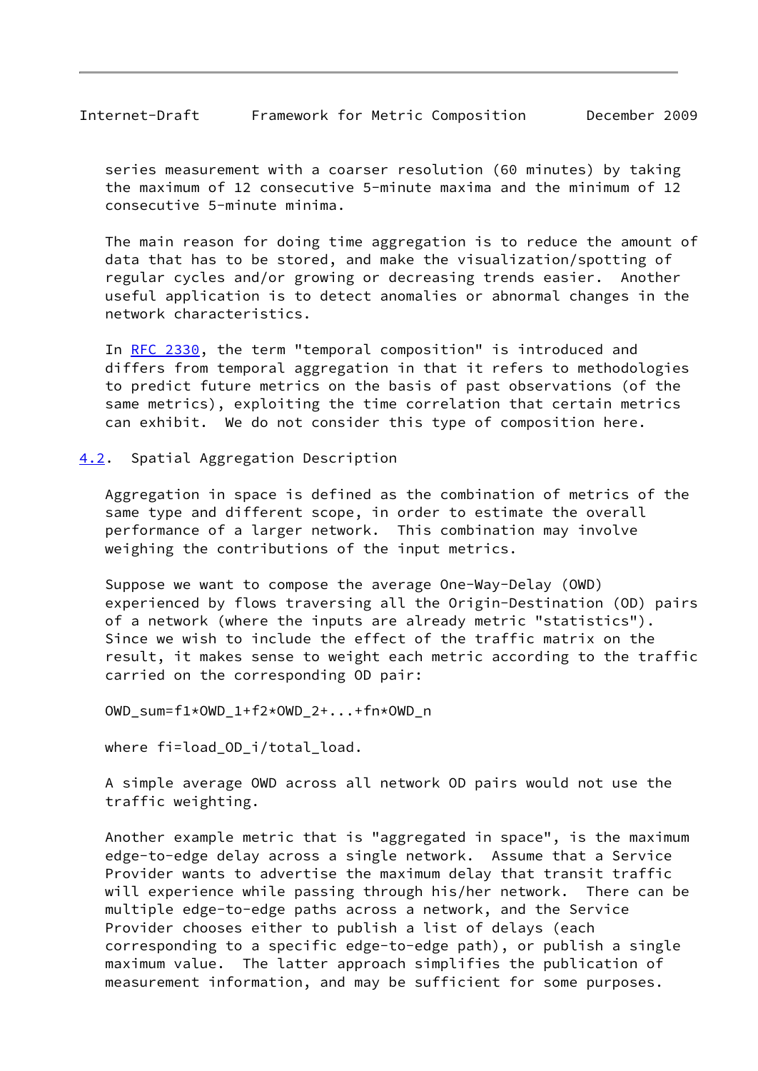series measurement with a coarser resolution (60 minutes) by taking the maximum of 12 consecutive 5-minute maxima and the minimum of 12 consecutive 5-minute minima.

The main reason for doing time aggregation is to reduce the amount of data that has to be stored, and make the visualization/spotting of regular cycles and/or growing or decreasing trends easier. Another useful application is to detect anomalies or abnormal changes in the network characteristics.

In RFC 2330, the term "temporal composition" is introduced and differs from temporal aggregation in that it refers to methodologies to predict future metrics on the basis of past observations (of the same metrics), exploiting the time correlation that certain metrics can exhibit. We do not consider this type of composition here.

## 4.2. Spatial Aggregation Description

Aggregation in space is defined as the combination of metrics of the same type and different scope, in order to estimate the overall performance of a larger network. This combination may involve weighing the contributions of the input metrics.

Suppose we want to compose the average One-Way-Delay (OWD) experienced by flows traversing all the Origin-Destination (OD) pairs of a network (where the inputs are already metric "statistics"). Since we wish to include the effect of the traffic matrix on the result, it makes sense to weight each metric according to the traffic carried on the corresponding OD pair:

$$OWD\_sum = f1 \cdot OWD\_1 + f2 \cdot OWD\_2 + ... + fn \cdot OWD\_n$$

where $fi = load\_OD\_i / total\_load$.

A simple average OWD across all network OD pairs would not use the traffic weighting.

Another example metric that is "aggregated in space", is the maximum edge-to-edge delay across a single network. Assume that a Service Provider wants to advertise the maximum delay that transit traffic will experience while passing through his/her network. There can be multiple edge-to-edge paths across a network, and the Service Provider chooses either to publish a list of delays (each corresponding to a specific edge-to-edge path), or publish a single maximum value. The latter approach simplifies the publication of measurement information, and may be sufficient for some purposes.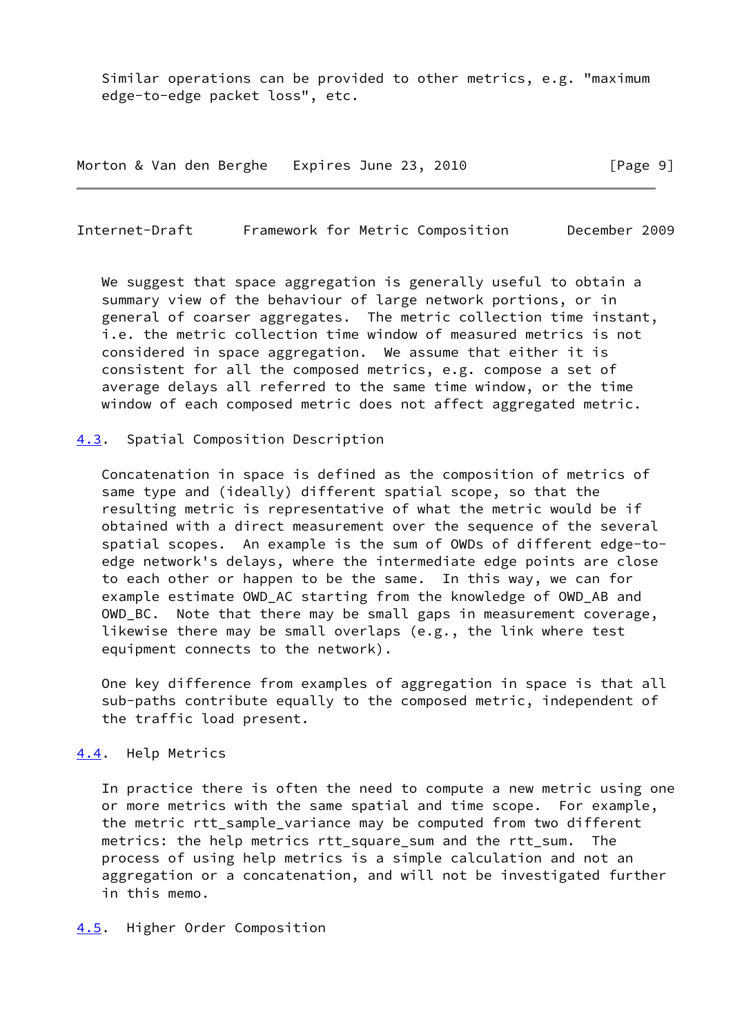Similar operations can be provided to other metrics, e.g. "maximum edge-to-edge packet loss", etc.

We suggest that space aggregation is generally useful to obtain a summary view of the behaviour of large network portions, or in general of coarser aggregates. The metric collection time instant, i.e. the metric collection time window of measured metrics is not considered in space aggregation. We assume that either it is consistent for all the composed metrics, e.g. compose a set of average delays all referred to the same time window, or the time window of each composed metric does not affect aggregated metric.

## 4.3. Spatial Composition Description

Concatenation in space is defined as the composition of metrics of same type and (ideally) different spatial scope, so that the resulting metric is representative of what the metric would be if obtained with a direct measurement over the sequence of the several spatial scopes. An example is the sum of OWDs of different edge-to-edge network's delays, where the intermediate edge points are close to each other or happen to be the same. In this way, we can for example estimate OWD_AC starting from the knowledge of OWD_AB and OWD_BC. Note that there may be small gaps in measurement coverage, likewise there may be small overlaps (e.g., the link where test equipment connects to the network).

One key difference from examples of aggregation in space is that all sub-paths contribute equally to the composed metric, independent of the traffic load present.

## 4.4. Help Metrics

In practice there is often the need to compute a new metric using one or more metrics with the same spatial and time scope. For example, the metric rtt_sample_variance may be computed from two different metrics: the help metrics rtt_square_sum and the rtt_sum. The process of using help metrics is a simple calculation and not an aggregation or a concatenation, and will not be investigated further in this memo.

## 4.5. Higher Order Composition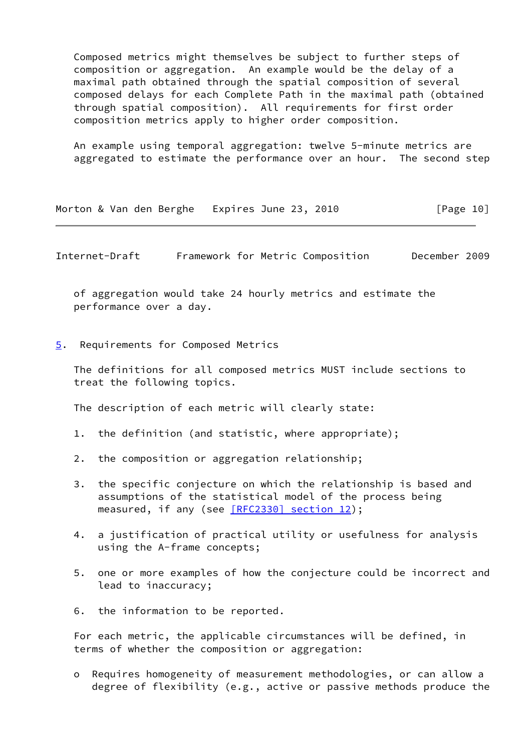Composed metrics might themselves be subject to further steps of composition or aggregation. An example would be the delay of a maximal path obtained through the spatial composition of several composed delays for each Complete Path in the maximal path (obtained through spatial composition). All requirements for first order composition metrics apply to higher order composition.

An example using temporal aggregation: twelve 5-minute metrics are aggregated to estimate the performance over an hour. The second step of aggregation would take 24 hourly metrics and estimate the performance over a day.

## 5. Requirements for Composed Metrics

The definitions for all composed metrics MUST include sections to treat the following topics.

The description of each metric will clearly state:

1. the definition (and statistic, where appropriate);

2. the composition or aggregation relationship;

3. the specific conjecture on which the relationship is based and assumptions of the statistical model of the process being measured, if any (see [RFC2330] section 12);

4. a justification of practical utility or usefulness for analysis using the A-frame concepts;

5. one or more examples of how the conjecture could be incorrect and lead to inaccuracy;

6. the information to be reported.

For each metric, the applicable circumstances will be defined, in terms of whether the composition or aggregation:

- Requires homogeneity of measurement methodologies, or can allow a degree of flexibility (e.g., active or passive methods produce the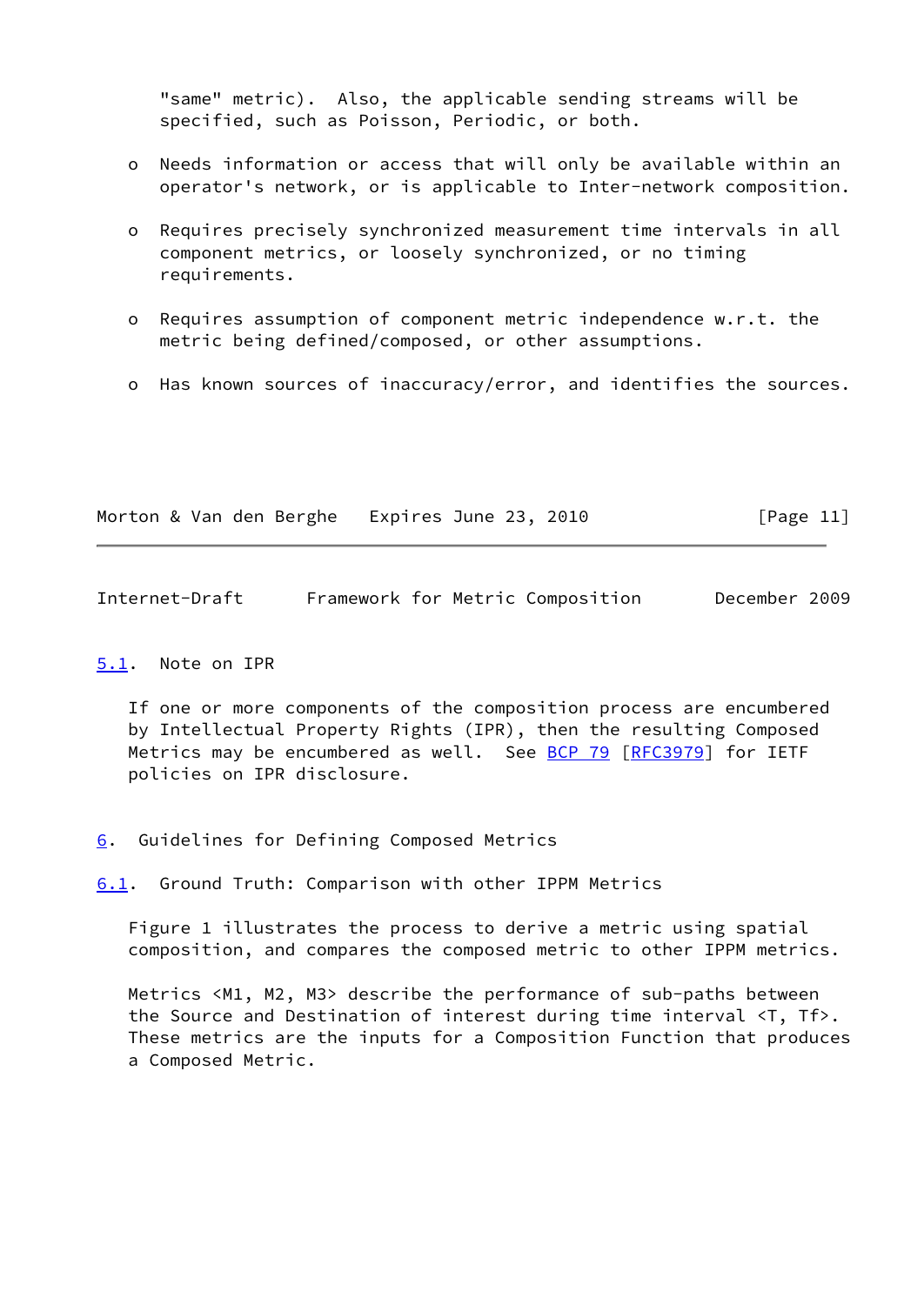"same" metric). Also, the applicable sending streams will be specified, such as Poisson, Periodic, or both.

- Needs information or access that will only be available within an operator's network, or is applicable to Inter-network composition.

- Requires precisely synchronized measurement time intervals in all component metrics, or loosely synchronized, or no timing requirements.

- Requires assumption of component metric independence w.r.t. the metric being defined/composed, or other assumptions.

- Has known sources of inaccuracy/error, and identifies the sources.

### 5.1. Note on IPR

If one or more components of the composition process are encumbered by Intellectual Property Rights (IPR), then the resulting Composed Metrics may be encumbered as well. See BCP 79 [RFC3979] for IETF policies on IPR disclosure.

## 6. Guidelines for Defining Composed Metrics

### 6.1. Ground Truth: Comparison with other IPPM Metrics

Figure 1 illustrates the process to derive a metric using spatial composition, and compares the composed metric to other IPPM metrics.

Metrics <M1, M2, M3> describe the performance of sub-paths between the Source and Destination of interest during time interval <T, Tf>. These metrics are the inputs for a Composition Function that produces a Composed Metric.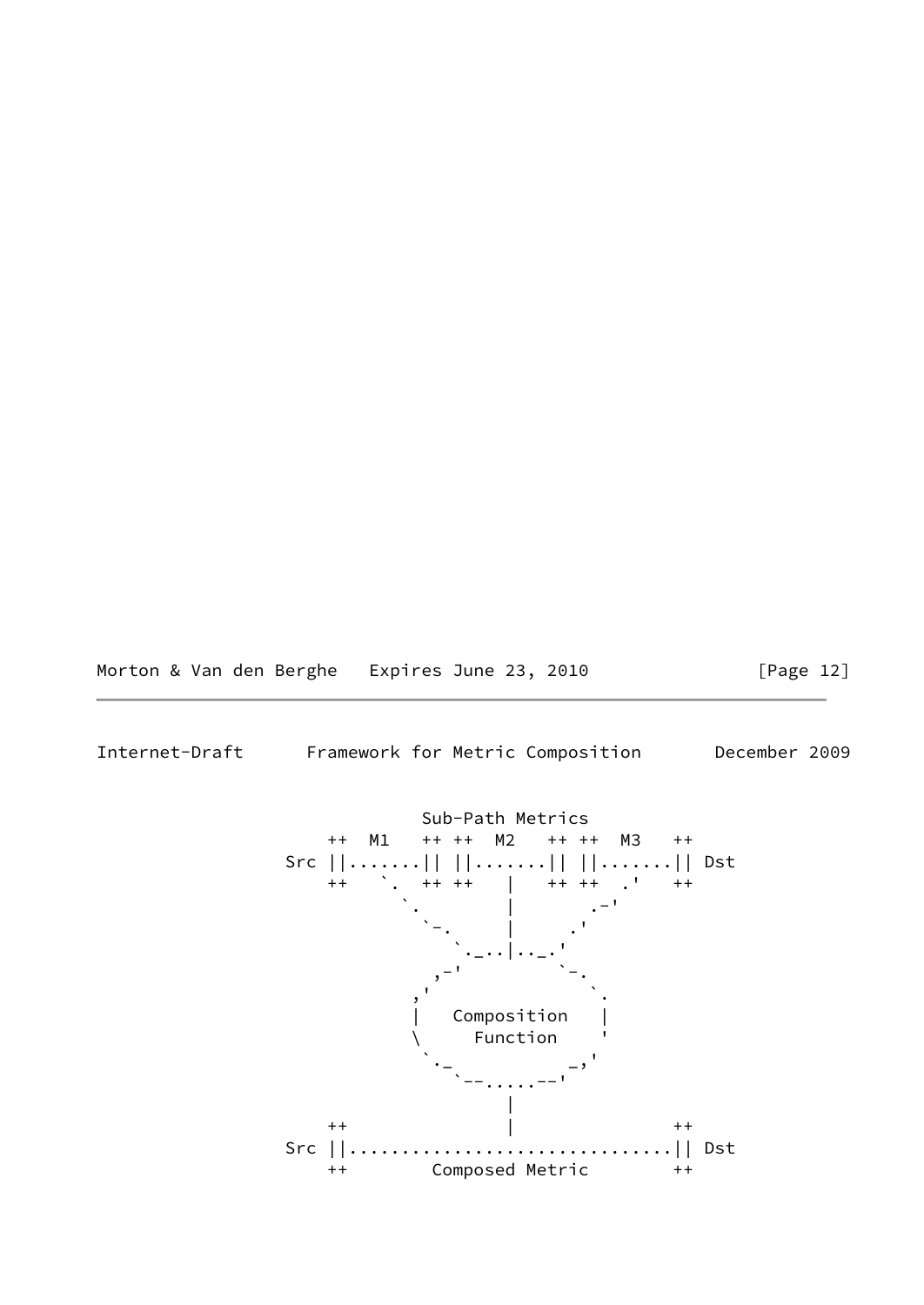```
                         Sub-Path Metrics
             ++  M1   ++ ++  M2   ++ ++  M3   ++
         Src ||.......|| ||.......|| ||.......|| Dst
             ++   `.  ++ ++   |   ++ ++  .'   ++
                    `.        |        .-'
                      `-.     |      .'
                         `._..|.._.'
                       ,-'         `-.
                     ,'               `.
                     |   Composition   |
                     \     Function    '
                      `._           _,'
                         `--.....--'
                              |
             ++               |               ++
         Src ||...............................|| Dst
             ++        Composed Metric        ++
```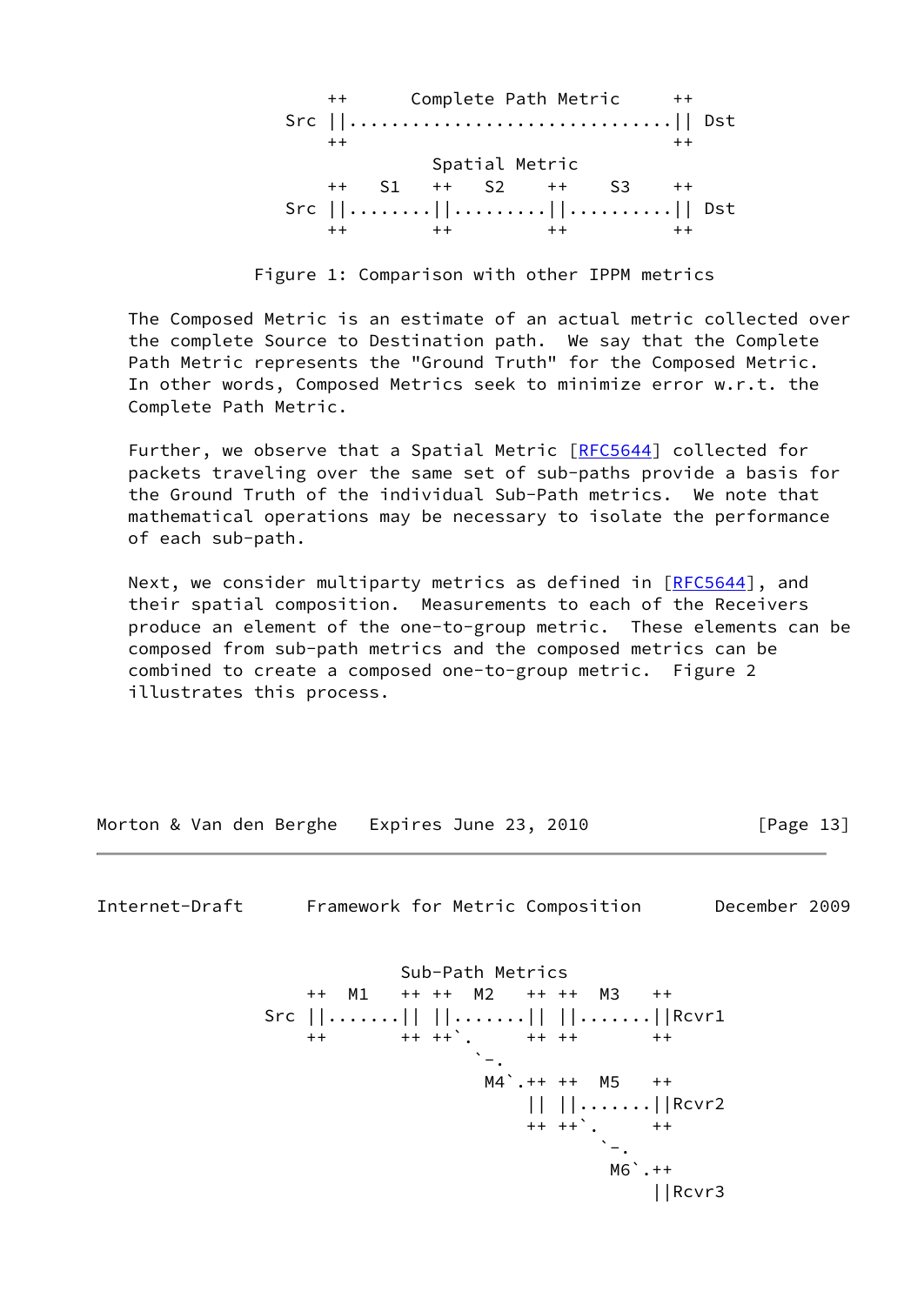```
     ++      Complete Path Metric     ++
 Src ||..............................|| Dst
     ++                               ++
               Spatial Metric
     ++    S1    ++    S2    ++    S3    ++
 Src ||........||.........||..........|| Dst
     ++        ++         ++           ++
```

Figure 1: Comparison with other IPPM metrics

The Composed Metric is an estimate of an actual metric collected over the complete Source to Destination path. We say that the Complete Path Metric represents the "Ground Truth" for the Composed Metric. In other words, Composed Metrics seek to minimize error w.r.t. the Complete Path Metric.

Further, we observe that a Spatial Metric [RFC5644] collected for packets traveling over the same set of sub-paths provide a basis for the Ground Truth of the individual Sub-Path metrics. We note that mathematical operations may be necessary to isolate the performance of each sub-path.

Next, we consider multiparty metrics as defined in [RFC5644], and their spatial composition. Measurements to each of the Receivers produce an element of the one-to-group metric. These elements can be composed from sub-path metrics and the composed metrics can be combined to create a composed one-to-group metric. Figure 2 illustrates this process.

```
                Sub-Path Metrics
     ++  M1    ++ ++  M2    ++ ++  M3    ++
 Src ||.......|| ||.......|| ||.......||Rcvr1
     ++        ++ ++`.      ++ ++        ++
                     `-.
                    M4`.++ ++  M5    ++
                        || ||.......||Rcvr2
                        ++ ++`.      ++
                              `-.
                             M6`.++
                                 ||Rcvr3
```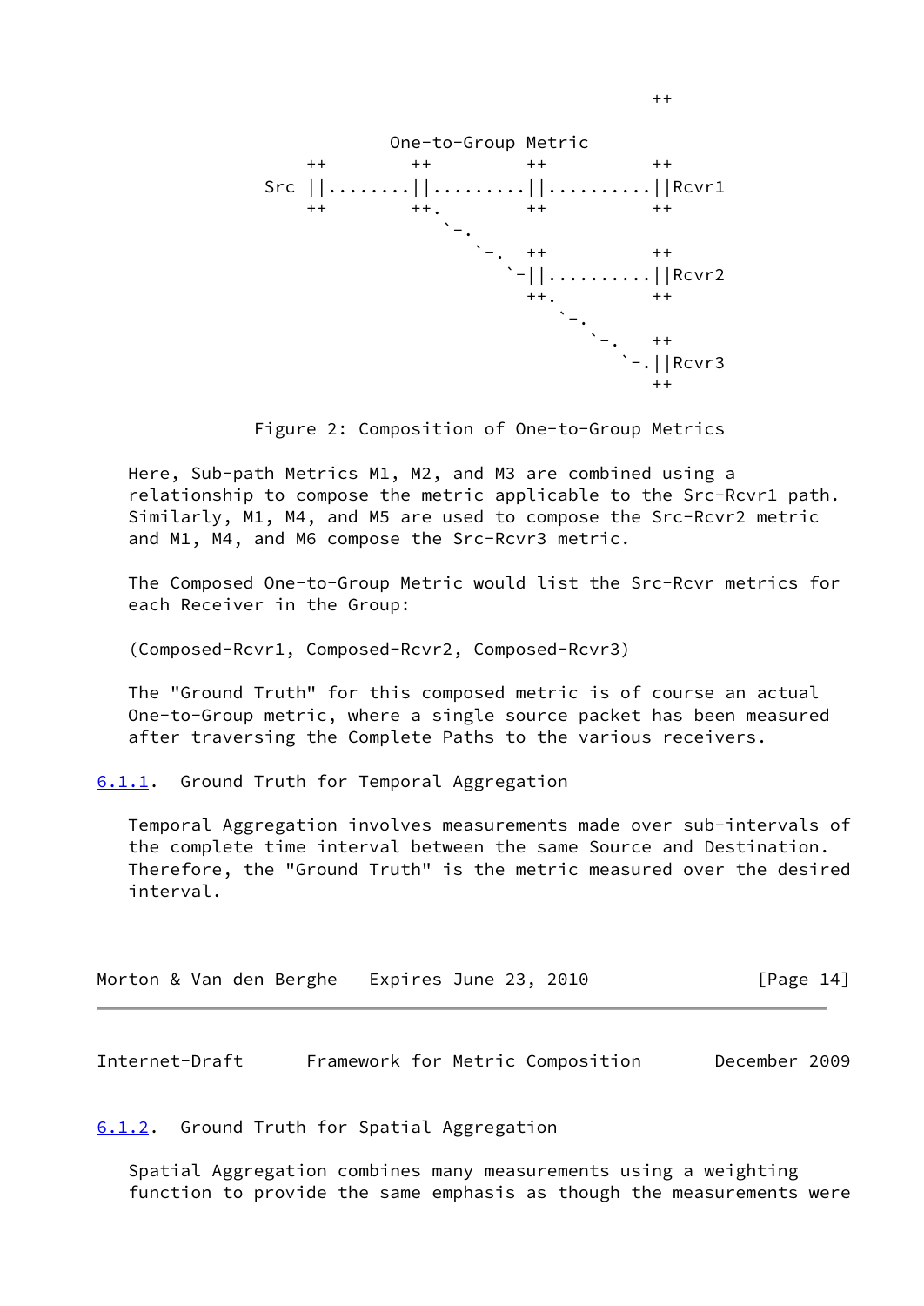```
                                                   ++
                            One-to-Group Metric
          ++         ++         ++          ++
      Src ||........||.........||..........||Rcvr1
          ++         ++.        ++          ++
                        `-.
                           `-.  ++          ++
                              `-||..........||Rcvr2
                                ++.         ++
                                   `-.
                                      `-.   ++
                                         `-.||Rcvr3
                                            ++
```

Figure 2: Composition of One-to-Group Metrics

Here, Sub-path Metrics M1, M2, and M3 are combined using a relationship to compose the metric applicable to the Src-Rcvr1 path. Similarly, M1, M4, and M5 are used to compose the Src-Rcvr2 metric and M1, M4, and M6 compose the Src-Rcvr3 metric.

The Composed One-to-Group Metric would list the Src-Rcvr metrics for each Receiver in the Group:

(Composed-Rcvr1, Composed-Rcvr2, Composed-Rcvr3)

The "Ground Truth" for this composed metric is of course an actual One-to-Group metric, where a single source packet has been measured after traversing the Complete Paths to the various receivers.

### 6.1.1. Ground Truth for Temporal Aggregation

Temporal Aggregation involves measurements made over sub-intervals of the complete time interval between the same Source and Destination. Therefore, the "Ground Truth" is the metric measured over the desired interval.

### 6.1.2. Ground Truth for Spatial Aggregation

Spatial Aggregation combines many measurements using a weighting function to provide the same emphasis as though the measurements were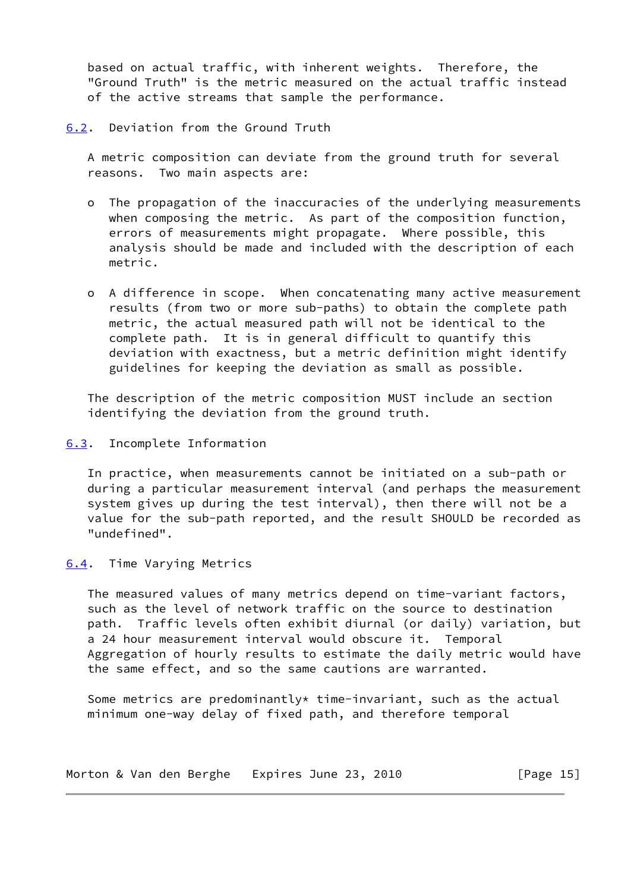based on actual traffic, with inherent weights. Therefore, the "Ground Truth" is the metric measured on the actual traffic instead of the active streams that sample the performance.

## 6.2. Deviation from the Ground Truth

A metric composition can deviate from the ground truth for several reasons. Two main aspects are:

- The propagation of the inaccuracies of the underlying measurements when composing the metric. As part of the composition function, errors of measurements might propagate. Where possible, this analysis should be made and included with the description of each metric.

- A difference in scope. When concatenating many active measurement results (from two or more sub-paths) to obtain the complete path metric, the actual measured path will not be identical to the complete path. It is in general difficult to quantify this deviation with exactness, but a metric definition might identify guidelines for keeping the deviation as small as possible.

The description of the metric composition MUST include an section identifying the deviation from the ground truth.

## 6.3. Incomplete Information

In practice, when measurements cannot be initiated on a sub-path or during a particular measurement interval (and perhaps the measurement system gives up during the test interval), then there will not be a value for the sub-path reported, and the result SHOULD be recorded as "undefined".

## 6.4. Time Varying Metrics

The measured values of many metrics depend on time-variant factors, such as the level of network traffic on the source to destination path. Traffic levels often exhibit diurnal (or daily) variation, but a 24 hour measurement interval would obscure it. Temporal Aggregation of hourly results to estimate the daily metric would have the same effect, and so the same cautions are warranted.

Some metrics are predominantly* time-invariant, such as the actual minimum one-way delay of fixed path, and therefore temporal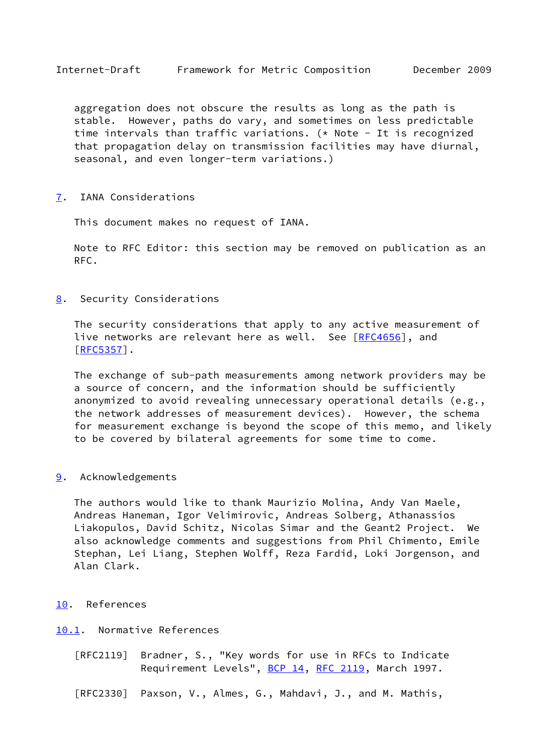aggregation does not obscure the results as long as the path is stable. However, paths do vary, and sometimes on less predictable time intervals than traffic variations. (* Note - It is recognized that propagation delay on transmission facilities may have diurnal, seasonal, and even longer-term variations.)

## 7. IANA Considerations

This document makes no request of IANA.

Note to RFC Editor: this section may be removed on publication as an RFC.

## 8. Security Considerations

The security considerations that apply to any active measurement of live networks are relevant here as well. See [RFC4656], and [RFC5357].

The exchange of sub-path measurements among network providers may be a source of concern, and the information should be sufficiently anonymized to avoid revealing unnecessary operational details (e.g., the network addresses of measurement devices). However, the schema for measurement exchange is beyond the scope of this memo, and likely to be covered by bilateral agreements for some time to come.

## 9. Acknowledgements

The authors would like to thank Maurizio Molina, Andy Van Maele, Andreas Haneman, Igor Velimirovic, Andreas Solberg, Athanassios Liakopulos, David Schitz, Nicolas Simar and the Geant2 Project. We also acknowledge comments and suggestions from Phil Chimento, Emile Stephan, Lei Liang, Stephen Wolff, Reza Fardid, Loki Jorgenson, and Alan Clark.

## 10. References

### 10.1. Normative References

[RFC2119] Bradner, S., "Key words for use in RFCs to Indicate Requirement Levels", BCP 14, RFC 2119, March 1997.

[RFC2330] Paxson, V., Almes, G., Mahdavi, J., and M. Mathis,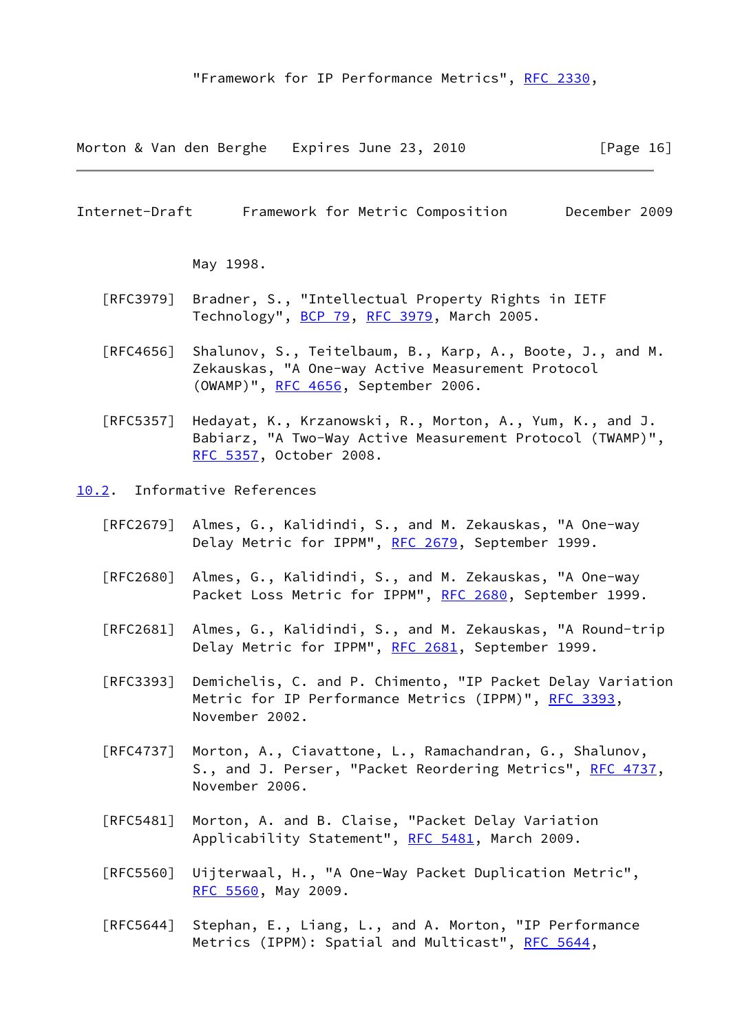"Framework for IP Performance Metrics", RFC 2330, May 1998.

[RFC3979] Bradner, S., "Intellectual Property Rights in IETF Technology", BCP 79, RFC 3979, March 2005.

[RFC4656] Shalunov, S., Teitelbaum, B., Karp, A., Boote, J., and M. Zekauskas, "A One-way Active Measurement Protocol (OWAMP)", RFC 4656, September 2006.

[RFC5357] Hedayat, K., Krzanowski, R., Morton, A., Yum, K., and J. Babiarz, "A Two-Way Active Measurement Protocol (TWAMP)", RFC 5357, October 2008.

## 10.2. Informative References

[RFC2679] Almes, G., Kalidindi, S., and M. Zekauskas, "A One-way Delay Metric for IPPM", RFC 2679, September 1999.

[RFC2680] Almes, G., Kalidindi, S., and M. Zekauskas, "A One-way Packet Loss Metric for IPPM", RFC 2680, September 1999.

[RFC2681] Almes, G., Kalidindi, S., and M. Zekauskas, "A Round-trip Delay Metric for IPPM", RFC 2681, September 1999.

[RFC3393] Demichelis, C. and P. Chimento, "IP Packet Delay Variation Metric for IP Performance Metrics (IPPM)", RFC 3393, November 2002.

[RFC4737] Morton, A., Ciavattone, L., Ramachandran, G., Shalunov, S., and J. Perser, "Packet Reordering Metrics", RFC 4737, November 2006.

[RFC5481] Morton, A. and B. Claise, "Packet Delay Variation Applicability Statement", RFC 5481, March 2009.

[RFC5560] Uijterwaal, H., "A One-Way Packet Duplication Metric", RFC 5560, May 2009.

[RFC5644] Stephan, E., Liang, L., and A. Morton, "IP Performance Metrics (IPPM): Spatial and Multicast", RFC 5644,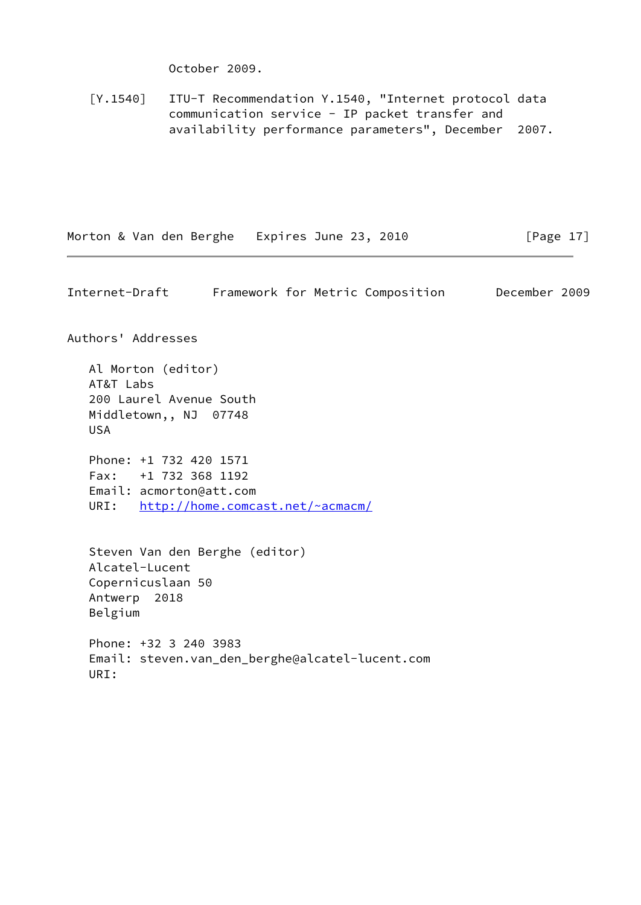October 2009.

[Y.1540] ITU-T Recommendation Y.1540, "Internet protocol data communication service - IP packet transfer and availability performance parameters", December 2007.

## Authors' Addresses

Al Morton (editor)
AT&T Labs
200 Laurel Avenue South
Middletown,, NJ 07748
USA

Phone: +1 732 420 1571
Fax: +1 732 368 1192
Email: acmorton@att.com
URI: http://home.comcast.net/~acmacm/

Steven Van den Berghe (editor)
Alcatel-Lucent
Copernicuslaan 50
Antwerp 2018
Belgium

Phone: +32 3 240 3983
Email: steven.van_den_berghe@alcatel-lucent.com
URI: